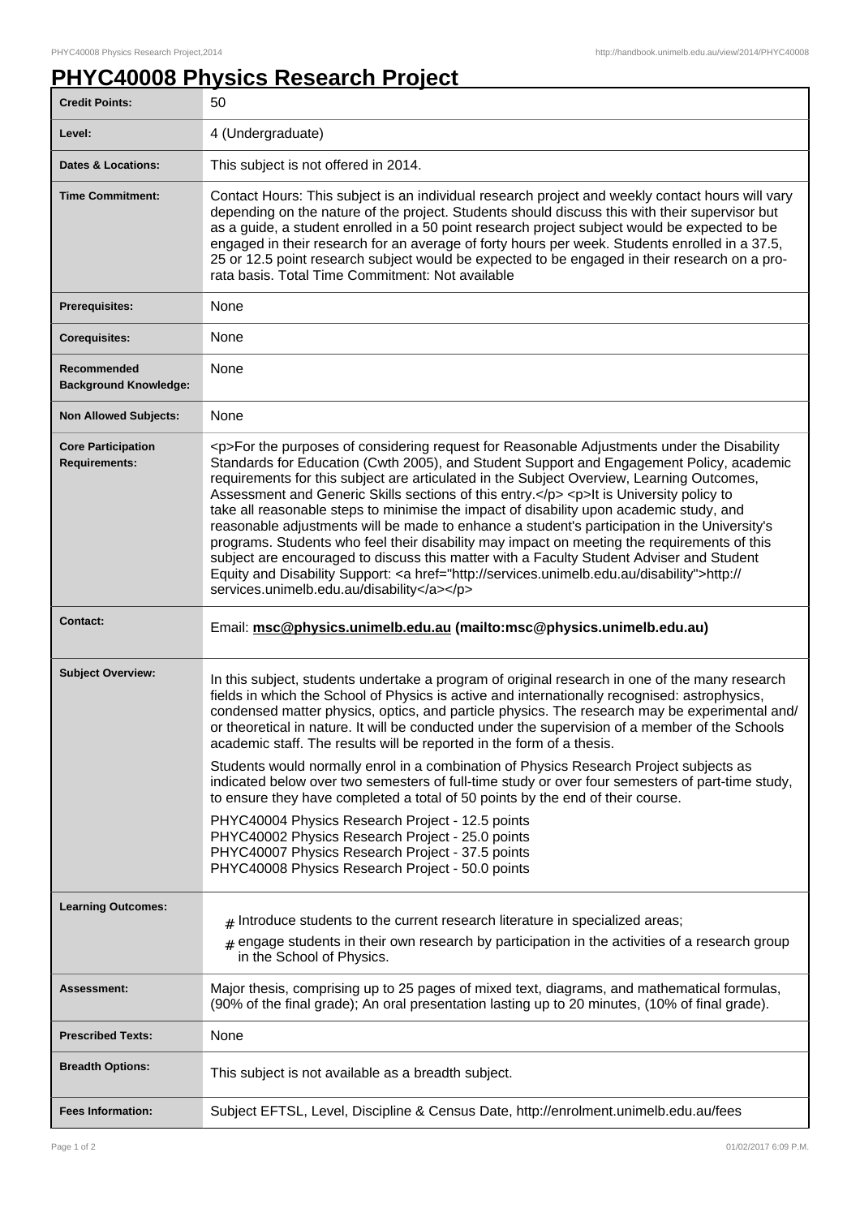# PHYC40008 Physics Research Project

| | |
|---|---|
| **Credit Points:** | 50 |
| **Level:** | 4 (Undergraduate) |
| **Dates & Locations:** | This subject is not offered in 2014. |
| **Time Commitment:** | Contact Hours: This subject is an individual research project and weekly contact hours will vary depending on the nature of the project. Students should discuss this with their supervisor but as a guide, a student enrolled in a 50 point research project subject would be expected to be engaged in their research for an average of forty hours per week. Students enrolled in a 37.5, 25 or 12.5 point research subject would be expected to be engaged in their research on a pro-rata basis. Total Time Commitment: Not available |
| **Prerequisites:** | None |
| **Corequisites:** | None |
| **Recommended Background Knowledge:** | None |
| **Non Allowed Subjects:** | None |
| **Core Participation Requirements:** | <p>For the purposes of considering request for Reasonable Adjustments under the Disability Standards for Education (Cwth 2005), and Student Support and Engagement Policy, academic requirements for this subject are articulated in the Subject Overview, Learning Outcomes, Assessment and Generic Skills sections of this entry.</p> <p>It is University policy to take all reasonable steps to minimise the impact of disability upon academic study, and reasonable adjustments will be made to enhance a student's participation in the University's programs. Students who feel their disability may impact on meeting the requirements of this subject are encouraged to discuss this matter with a Faculty Student Adviser and Student Equity and Disability Support: <a href="http://services.unimelb.edu.au/disability">http://services.unimelb.edu.au/disability</a></p> |
| **Contact:** | Email: **msc@physics.unimelb.edu.au (mailto:msc@physics.unimelb.edu.au)** |
| **Subject Overview:** | In this subject, students undertake a program of original research in one of the many research fields in which the School of Physics is active and internationally recognised: astrophysics, condensed matter physics, optics, and particle physics. The research may be experimental and/or theoretical in nature. It will be conducted under the supervision of a member of the Schools academic staff. The results will be reported in the form of a thesis.<br><br>Students would normally enrol in a combination of Physics Research Project subjects as indicated below over two semesters of full-time study or over four semesters of part-time study, to ensure they have completed a total of 50 points by the end of their course.<br><br>PHYC40004 Physics Research Project - 12.5 points<br>PHYC40002 Physics Research Project - 25.0 points<br>PHYC40007 Physics Research Project - 37.5 points<br>PHYC40008 Physics Research Project - 50.0 points |
| **Learning Outcomes:** | # Introduce students to the current research literature in specialized areas;<br># engage students in their own research by participation in the activities of a research group in the School of Physics. |
| **Assessment:** | Major thesis, comprising up to 25 pages of mixed text, diagrams, and mathematical formulas, (90% of the final grade); An oral presentation lasting up to 20 minutes, (10% of final grade). |
| **Prescribed Texts:** | None |
| **Breadth Options:** | This subject is not available as a breadth subject. |
| **Fees Information:** | Subject EFTSL, Level, Discipline & Census Date, http://enrolment.unimelb.edu.au/fees |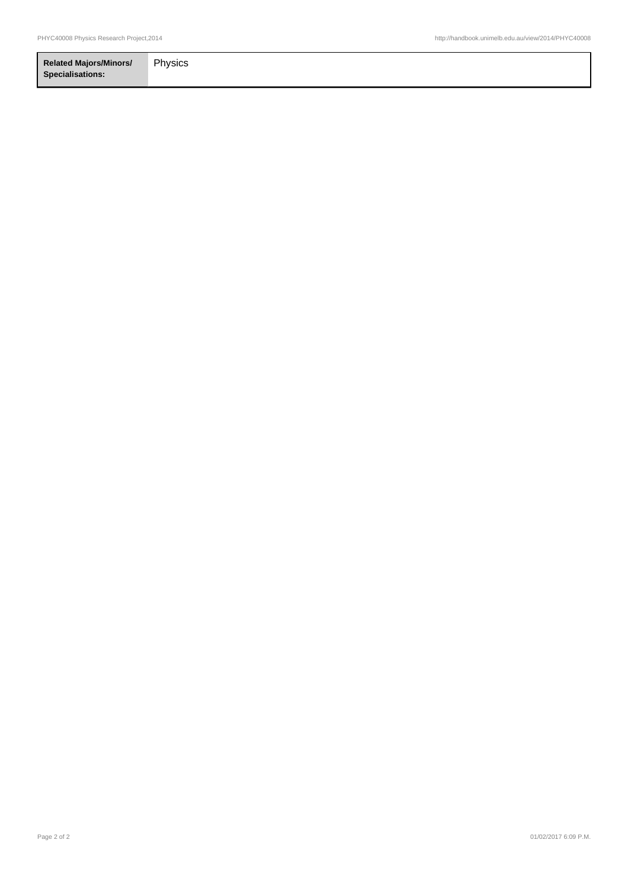| | |
|---|---|
| **Related Majors/Minors/ Specialisations:** | Physics |